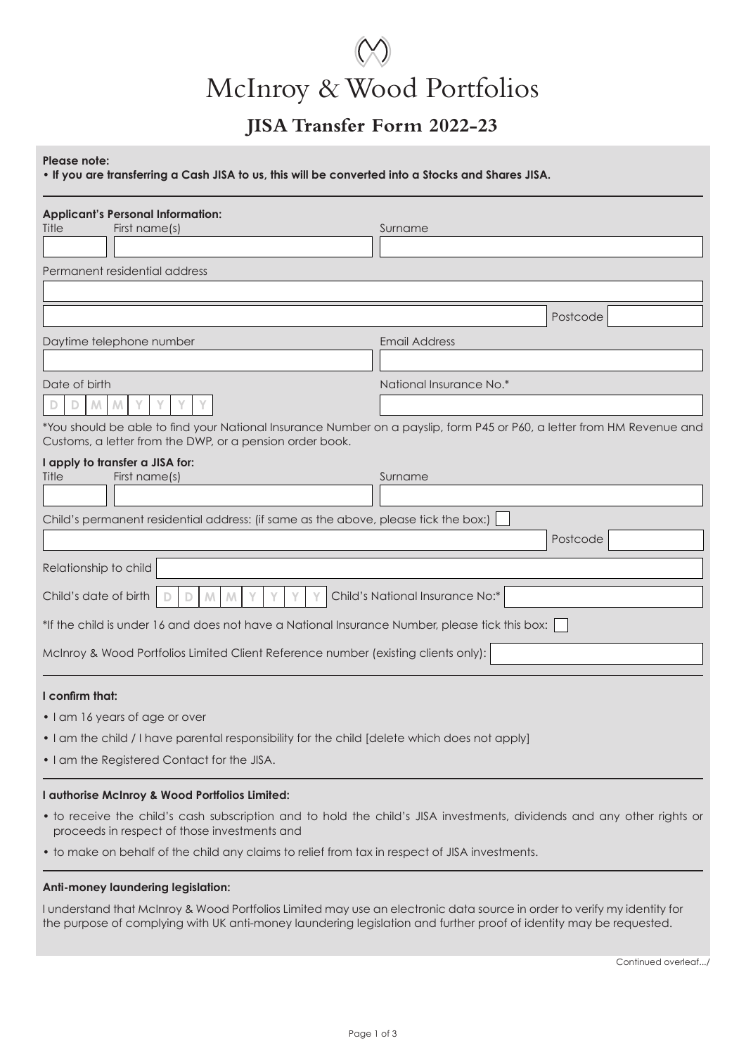# McInroy & Wood Portfolios

## JISA Transfer Form 2022-23

**Please note:**

**• If you are transferring a Cash JISA to us, this will be converted into a Stocks and Shares JISA.**

**Applicant's Personal Information:**

Title | First name(s) | Surname

Permanent residential address

Postcode

Daytime telephone number

Email Address

Date of birth D D M M Y Y Y Y

National Insurance No.*

*You should be able to find your National Insurance Number on a payslip, form P45 or P60, a letter from HM Revenue and Customs, a letter from the DWP, or a pension order book.

**I apply to transfer a JISA for:**

Title | First name(s) | Surname

Child's permanent residential address: (if same as the above, please tick the box:) ☐

Postcode

Relationship to child

Child's date of birth D D M M Y Y Y Y

Child's National Insurance No:*

*If the child is under 16 and does not have a National Insurance Number, please tick this box: ☐

McInroy & Wood Portfolios Limited Client Reference number (existing clients only):

**I confirm that:**

- I am 16 years of age or over
- I am the child / I have parental responsibility for the child [delete which does not apply]
- I am the Registered Contact for the JISA.

**I authorise McInroy & Wood Portfolios Limited:**

- to receive the child's cash subscription and to hold the child's JISA investments, dividends and any other rights or proceeds in respect of those investments and
- to make on behalf of the child any claims to relief from tax in respect of JISA investments.

**Anti-money laundering legislation:**

I understand that McInroy & Wood Portfolios Limited may use an electronic data source in order to verify my identity for the purpose of complying with UK anti-money laundering legislation and further proof of identity may be requested.

Continued overleaf.../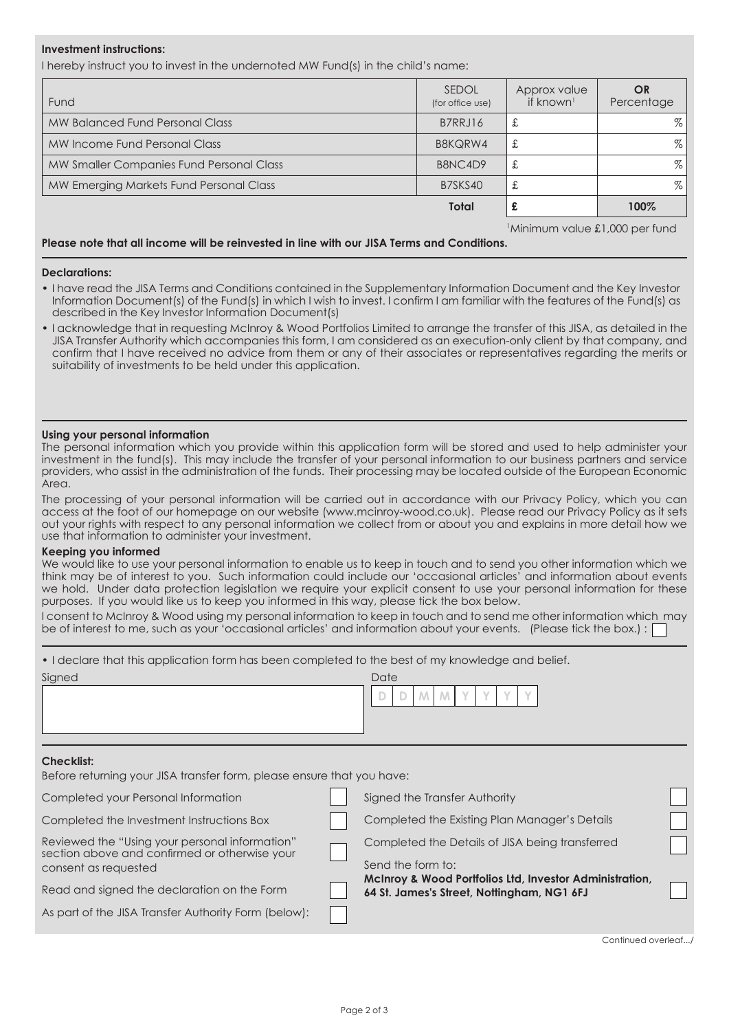**Investment instructions:**

I hereby instruct you to invest in the undernoted MW Fund(s) in the child's name:

| Fund | SEDOL (for office use) | Approx value if known[1] | **OR** Percentage |
|---|---|---|---|
| MW Balanced Fund Personal Class | B7RRJ16 | £ | % |
| MW Income Fund Personal Class | B8KQRW4 | £ | % |
| MW Smaller Companies Fund Personal Class | B8NC4D9 | £ | % |
| MW Emerging Markets Fund Personal Class | B7SKS40 | £ | % |
| | **Total** | **£** | **100%** |

[1]Minimum value £1,000 per fund

**Please note that all income will be reinvested in line with our JISA Terms and Conditions.**

**Declarations:**

- I have read the JISA Terms and Conditions contained in the Supplementary Information Document and the Key Investor Information Document(s) of the Fund(s) in which I wish to invest. I confirm I am familiar with the features of the Fund(s) as described in the Key Investor Information Document(s)
- I acknowledge that in requesting McInroy & Wood Portfolios Limited to arrange the transfer of this JISA, as detailed in the JISA Transfer Authority which accompanies this form, I am considered as an execution-only client by that company, and confirm that I have received no advice from them or any of their associates or representatives regarding the merits or suitability of investments to be held under this application.

**Using your personal information**

The personal information which you provide within this application form will be stored and used to help administer your investment in the fund(s). This may include the transfer of your personal information to our business partners and service providers, who assist in the administration of the funds. Their processing may be located outside of the European Economic Area.

The processing of your personal information will be carried out in accordance with our Privacy Policy, which you can access at the foot of our homepage on our website (www.mcinroy-wood.co.uk). Please read our Privacy Policy as it sets out your rights with respect to any personal information we collect from or about you and explains in more detail how we use that information to administer your investment.

**Keeping you informed**

We would like to use your personal information to enable us to keep in touch and to send you other information which we think may be of interest to you. Such information could include our 'occasional articles' and information about events we hold. Under data protection legislation we require your explicit consent to use your personal information for these purposes. If you would like us to keep you informed in this way, please tick the box below.

I consent to McInroy & Wood using my personal information to keep in touch and to send me other information which may be of interest to me, such as your 'occasional articles' and information about your events. (Please tick the box.) : ☐

- I declare that this application form has been completed to the best of my knowledge and belief.

Signed

Date D D M M Y Y Y Y

**Checklist:**

Before returning your JISA transfer form, please ensure that you have:

- Completed your Personal Information ☐
- Completed the Investment Instructions Box ☐
- Reviewed the "Using your personal information" section above and confirmed or otherwise your consent as requested ☐
- Read and signed the declaration on the Form ☐
- As part of the JISA Transfer Authority Form (below): ☐
- Signed the Transfer Authority ☐
- Completed the Existing Plan Manager's Details ☐
- Completed the Details of JISA being transferred ☐
- Send the form to: **McInroy & Wood Portfolios Ltd, Investor Administration, 64 St. James's Street, Nottingham, NG1 6FJ** ☐

Continued overleaf.../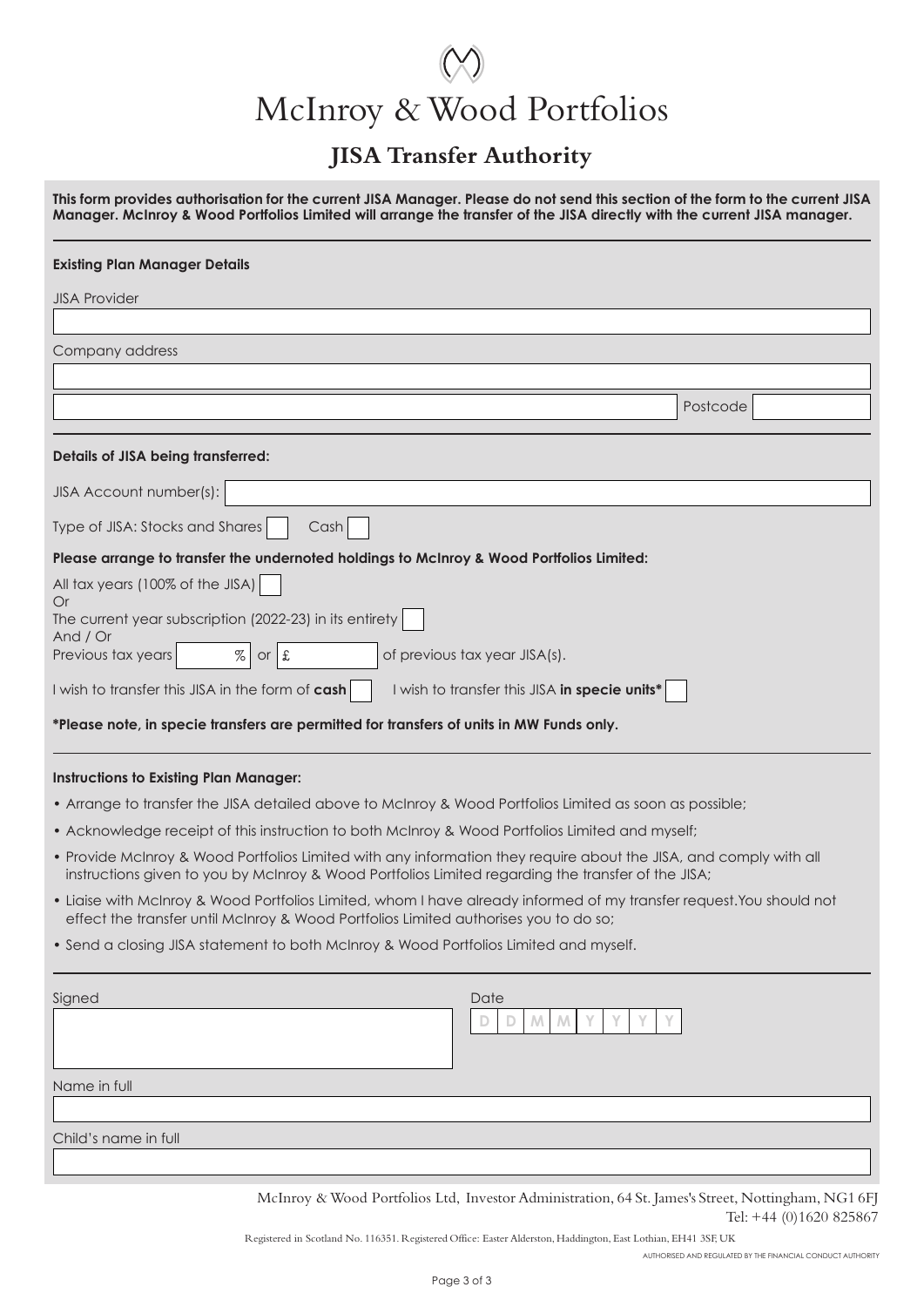# McInroy & Wood Portfolios

## JISA Transfer Authority

**This form provides authorisation for the current JISA Manager. Please do not send this section of the form to the current JISA Manager. McInroy & Wood Portfolios Limited will arrange the transfer of the JISA directly with the current JISA manager.**

---

**Existing Plan Manager Details**

JISA Provider

Company address

Postcode

---

**Details of JISA being transferred:**

JISA Account number(s):

Type of JISA: Stocks and Shares ☐ Cash ☐

**Please arrange to transfer the undernoted holdings to McInroy & Wood Portfolios Limited:**

All tax years (100% of the JISA) ☐

Or

The current year subscription (2022-23) in its entirety ☐

And / Or

Previous tax years ____ % or £ ____ of previous tax year JISA(s).

I wish to transfer this JISA in the form of **cash** ☐ I wish to transfer this JISA **in specie units*** ☐

***Please note, in specie transfers are permitted for transfers of units in MW Funds only.**

---

**Instructions to Existing Plan Manager:**

- Arrange to transfer the JISA detailed above to McInroy & Wood Portfolios Limited as soon as possible;
- Acknowledge receipt of this instruction to both McInroy & Wood Portfolios Limited and myself;
- Provide McInroy & Wood Portfolios Limited with any information they require about the JISA, and comply with all instructions given to you by McInroy & Wood Portfolios Limited regarding the transfer of the JISA;
- Liaise with McInroy & Wood Portfolios Limited, whom I have already informed of my transfer request.You should not effect the transfer until McInroy & Wood Portfolios Limited authorises you to do so;
- Send a closing JISA statement to both McInroy & Wood Portfolios Limited and myself.

---

Signed

Date D D M M Y Y Y Y

Name in full

Child's name in full

McInroy & Wood Portfolios Ltd, Investor Administration, 64 St. James's Street, Nottingham, NG1 6FJ
Tel: +44 (0)1620 825867

Registered in Scotland No. 116351. Registered Office: Easter Alderston, Haddington, East Lothian, EH41 3SF, UK

AUTHORISED AND REGULATED BY THE FINANCIAL CONDUCT AUTHORITY